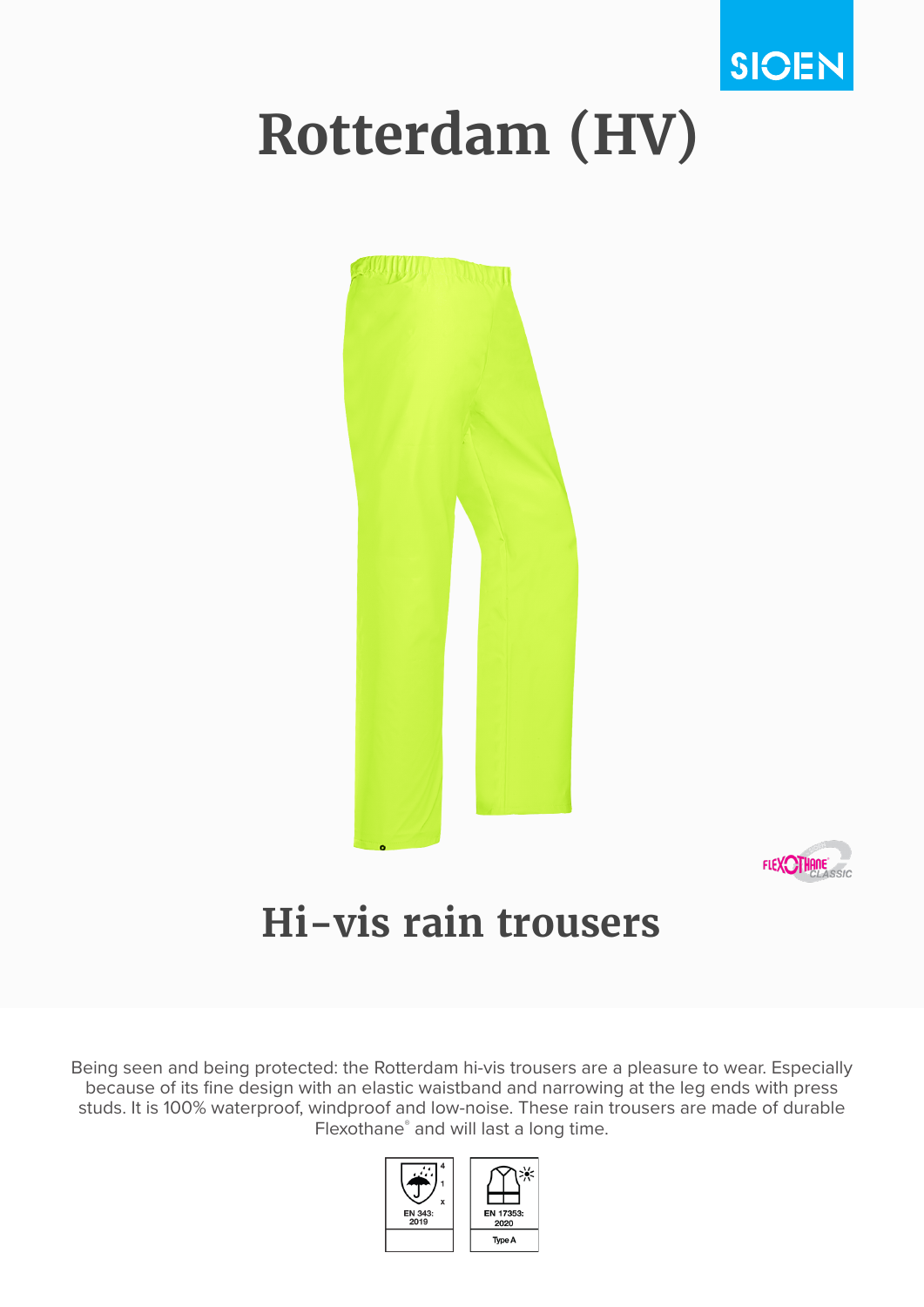# Rotterdam (HV)

## Hi-vis rain trousers

Being seen and being protected: the Rotterdam hi-vis trousers are a pleasure to wear. Especially because of its fine design with an elastic waistband and narrowing at the leg ends with press studs. It is 100% waterproof, windproof and low-noise. These rain trousers are made of durable Flexothane® and will last a long time.

| EN 343: 2019 (4, 1, x) | EN 17353: 2020 Type A |
| --- | --- |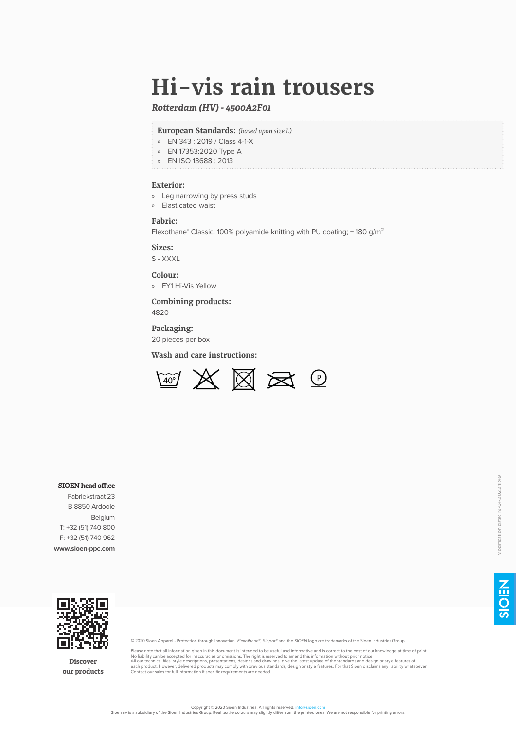# Hi-vis rain trousers

*Rotterdam (HV) - 4500A2F01*

**European Standards:** *(based upon size L)*

- EN 343 : 2019 / Class 4-1-X
- EN 17353:2020 Type A
- EN ISO 13688 : 2013

### Exterior:

- Leg narrowing by press studs
- Elasticated waist

### Fabric:

Flexothane® Classic: 100% polyamide knitting with PU coating; ± 180 g/m²

### Sizes:

S - XXXL

### Colour:

- FY1 Hi-Vis Yellow

### Combining products:

4820

### Packaging:

20 pieces per box

### Wash and care instructions:

40° P

**SIOEN head office**
Fabriekstraat 23
B-8850 Ardooie
Belgium
T: +32 (51) 740 800
F: +32 (51) 740 962
**www.sioen-ppc.com**

Modification date: 19-04-2022 11:49

**Discover our products**

© 2020 Sioen Apparel - Protection through Innovation, *Flexothane®*, *Siopor®* and the *SIOEN* logo are trademarks of the Sioen Industries Group.

Please note that all information given in this document is intended to be useful and informative and is correct to the best of our knowledge at time of print. No liability can be accepted for inaccuracies or omissions. The right is reserved to amend this information without prior notice. All our technical files, style descriptions, presentations, designs and drawings, give the latest update of the standards and design or style features of each product. However, delivered products may comply with previous standards, design or style features. For that Sioen disclaims any liability whatsoever. Contact our sales for full information if specific requirements are needed.

Copyright © 2020 Sioen Industries. All rights reserved. info@sioen.com
Sioen nv is a subsidiary of the Sioen Industries Group. Real textile colours may slightly differ from the printed ones. We are not responsible for printing errors.